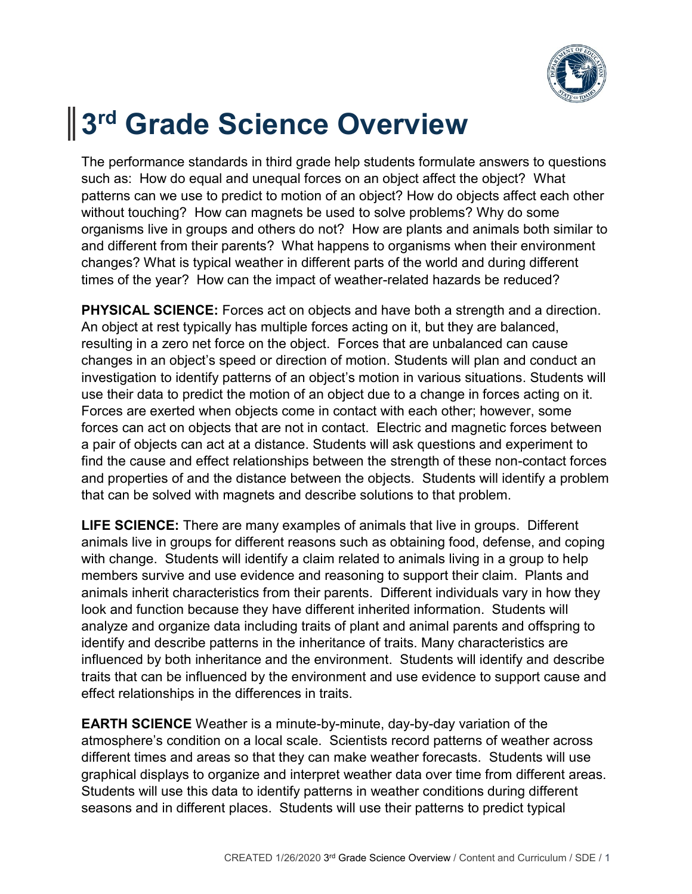# 3rd Grade Science Overview

The performance standards in third grade help students formulate answers to questions such as: How do equal and unequal forces on an object affect the object? What patterns can we use to predict to motion of an object? How do objects affect each other without touching? How can magnets be used to solve problems? Why do some organisms live in groups and others do not? How are plants and animals both similar to and different from their parents? What happens to organisms when their environment changes? What is typical weather in different parts of the world and during different times of the year? How can the impact of weather-related hazards be reduced?

**PHYSICAL SCIENCE:** Forces act on objects and have both a strength and a direction. An object at rest typically has multiple forces acting on it, but they are balanced, resulting in a zero net force on the object. Forces that are unbalanced can cause changes in an object's speed or direction of motion. Students will plan and conduct an investigation to identify patterns of an object's motion in various situations. Students will use their data to predict the motion of an object due to a change in forces acting on it. Forces are exerted when objects come in contact with each other; however, some forces can act on objects that are not in contact. Electric and magnetic forces between a pair of objects can act at a distance. Students will ask questions and experiment to find the cause and effect relationships between the strength of these non-contact forces and properties of and the distance between the objects. Students will identify a problem that can be solved with magnets and describe solutions to that problem.

**LIFE SCIENCE:** There are many examples of animals that live in groups. Different animals live in groups for different reasons such as obtaining food, defense, and coping with change. Students will identify a claim related to animals living in a group to help members survive and use evidence and reasoning to support their claim. Plants and animals inherit characteristics from their parents. Different individuals vary in how they look and function because they have different inherited information. Students will analyze and organize data including traits of plant and animal parents and offspring to identify and describe patterns in the inheritance of traits. Many characteristics are influenced by both inheritance and the environment. Students will identify and describe traits that can be influenced by the environment and use evidence to support cause and effect relationships in the differences in traits.

**EARTH SCIENCE** Weather is a minute-by-minute, day-by-day variation of the atmosphere's condition on a local scale. Scientists record patterns of weather across different times and areas so that they can make weather forecasts. Students will use graphical displays to organize and interpret weather data over time from different areas. Students will use this data to identify patterns in weather conditions during different seasons and in different places. Students will use their patterns to predict typical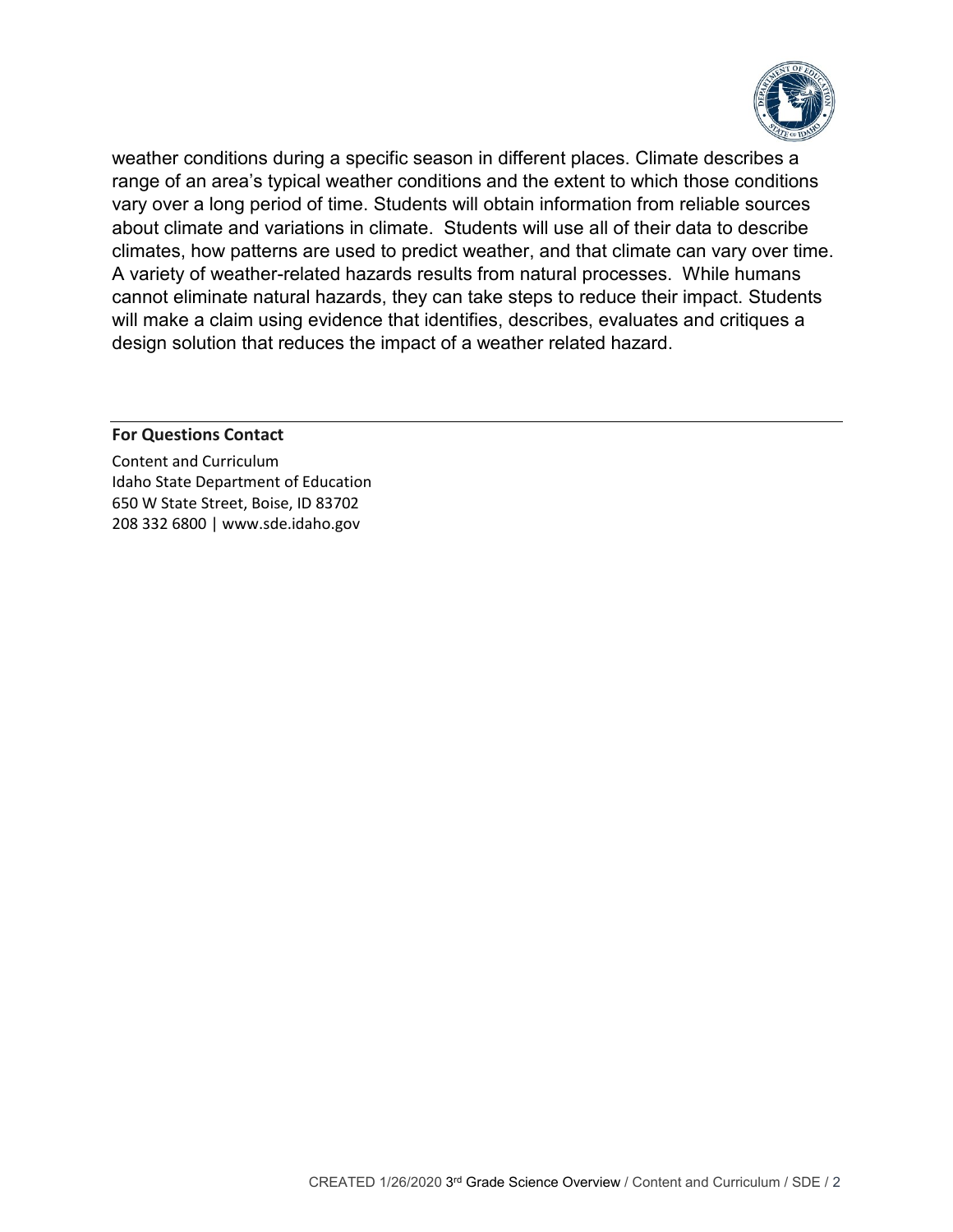weather conditions during a specific season in different places. Climate describes a range of an area's typical weather conditions and the extent to which those conditions vary over a long period of time. Students will obtain information from reliable sources about climate and variations in climate. Students will use all of their data to describe climates, how patterns are used to predict weather, and that climate can vary over time. A variety of weather-related hazards results from natural processes. While humans cannot eliminate natural hazards, they can take steps to reduce their impact. Students will make a claim using evidence that identifies, describes, evaluates and critiques a design solution that reduces the impact of a weather related hazard.

**For Questions Contact**

Content and Curriculum
Idaho State Department of Education
650 W State Street, Boise, ID 83702
208 332 6800 | www.sde.idaho.gov